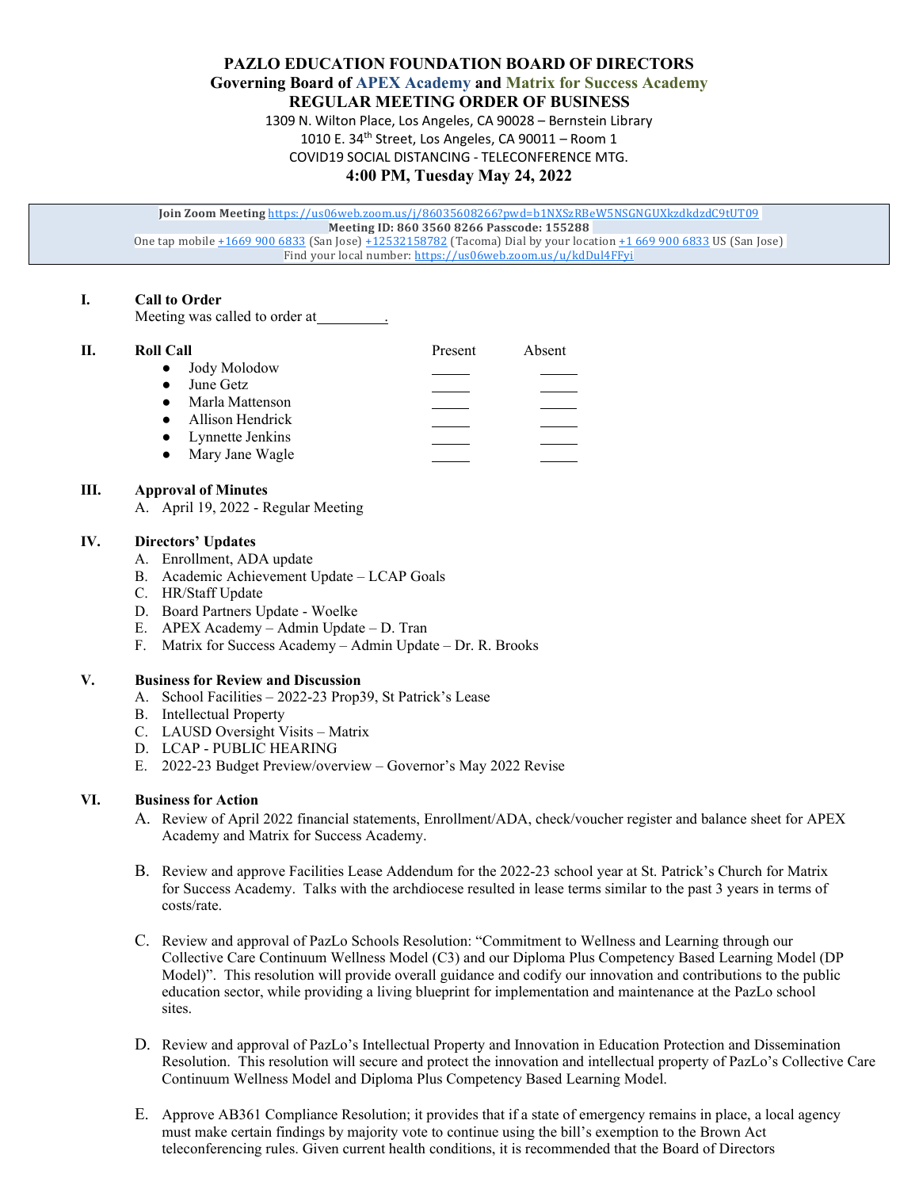# PAZLO EDUCATION FOUNDATION BOARD OF DIRECTORS

## Governing Board of APEX Academy and Matrix for Success Academy

## REGULAR MEETING ORDER OF BUSINESS

1309 N. Wilton Place, Los Angeles, CA 90028 – Bernstein Library
1010 E. 34th Street, Los Angeles, CA 90011 – Room 1
COVID19 SOCIAL DISTANCING - TELECONFERENCE MTG.

**4:00 PM, Tuesday May 24, 2022**

**Join Zoom Meeting** https://us06web.zoom.us/j/86035608266?pwd=b1NXSzRBeW5NSGNGUXkzdkdzdC9tUT09
**Meeting ID: 860 3560 8266 Passcode: 155288**
One tap mobile +1669 900 6833 (San Jose) +12532158782 (Tacoma) Dial by your location +1 669 900 6833 US (San Jose)
Find your local number: https://us06web.zoom.us/u/kdDul4FFyi

**I. Call to Order**

Meeting was called to order at_________.

**II. Roll Call**

| | Present | Absent |
|---|---|---|
| ● Jody Molodow | _____ | _____ |
| ● June Getz | _____ | _____ |
| ● Marla Mattenson | _____ | _____ |
| ● Allison Hendrick | _____ | _____ |
| ● Lynnette Jenkins | _____ | _____ |
| ● Mary Jane Wagle | _____ | _____ |

**III. Approval of Minutes**

A. April 19, 2022 - Regular Meeting

**IV. Directors' Updates**

A. Enrollment, ADA update
B. Academic Achievement Update – LCAP Goals
C. HR/Staff Update
D. Board Partners Update - Woelke
E. APEX Academy – Admin Update – D. Tran
F. Matrix for Success Academy – Admin Update – Dr. R. Brooks

**V. Business for Review and Discussion**

A. School Facilities – 2022-23 Prop39, St Patrick's Lease
B. Intellectual Property
C. LAUSD Oversight Visits – Matrix
D. LCAP - PUBLIC HEARING
E. 2022-23 Budget Preview/overview – Governor's May 2022 Revise

**VI. Business for Action**

A. Review of April 2022 financial statements, Enrollment/ADA, check/voucher register and balance sheet for APEX Academy and Matrix for Success Academy.

B. Review and approve Facilities Lease Addendum for the 2022-23 school year at St. Patrick's Church for Matrix for Success Academy. Talks with the archdiocese resulted in lease terms similar to the past 3 years in terms of costs/rate.

C. Review and approval of PazLo Schools Resolution: "Commitment to Wellness and Learning through our Collective Care Continuum Wellness Model (C3) and our Diploma Plus Competency Based Learning Model (DP Model)". This resolution will provide overall guidance and codify our innovation and contributions to the public education sector, while providing a living blueprint for implementation and maintenance at the PazLo school sites.

D. Review and approval of PazLo's Intellectual Property and Innovation in Education Protection and Dissemination Resolution. This resolution will secure and protect the innovation and intellectual property of PazLo's Collective Care Continuum Wellness Model and Diploma Plus Competency Based Learning Model.

E. Approve AB361 Compliance Resolution; it provides that if a state of emergency remains in place, a local agency must make certain findings by majority vote to continue using the bill's exemption to the Brown Act teleconferencing rules. Given current health conditions, it is recommended that the Board of Directors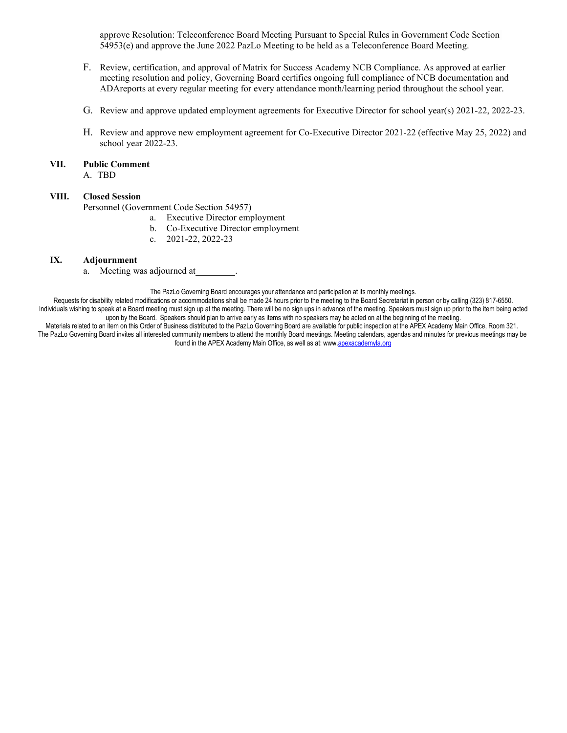approve Resolution: Teleconference Board Meeting Pursuant to Special Rules in Government Code Section 54953(e) and approve the June 2022 PazLo Meeting to be held as a Teleconference Board Meeting.

F. Review, certification, and approval of Matrix for Success Academy NCB Compliance. As approved at earlier meeting resolution and policy, Governing Board certifies ongoing full compliance of NCB documentation and ADAreports at every regular meeting for every attendance month/learning period throughout the school year.

G. Review and approve updated employment agreements for Executive Director for school year(s) 2021-22, 2022-23.

H. Review and approve new employment agreement for Co-Executive Director 2021-22 (effective May 25, 2022) and school year 2022-23.

**VII. Public Comment**

A. TBD

**VIII. Closed Session**

Personnel (Government Code Section 54957)

a. Executive Director employment
b. Co-Executive Director employment
c. 2021-22, 2022-23

**IX. Adjournment**

a. Meeting was adjourned at________.

The PazLo Governing Board encourages your attendance and participation at its monthly meetings.
Requests for disability related modifications or accommodations shall be made 24 hours prior to the meeting to the Board Secretariat in person or by calling (323) 817-6550.
Individuals wishing to speak at a Board meeting must sign up at the meeting. There will be no sign ups in advance of the meeting. Speakers must sign up prior to the item being acted upon by the Board. Speakers should plan to arrive early as items with no speakers may be acted on at the beginning of the meeting.
Materials related to an item on this Order of Business distributed to the PazLo Governing Board are available for public inspection at the APEX Academy Main Office, Room 321.
The PazLo Governing Board invites all interested community members to attend the monthly Board meetings. Meeting calendars, agendas and minutes for previous meetings may be found in the APEX Academy Main Office, as well as at: www.apexacademyla.org